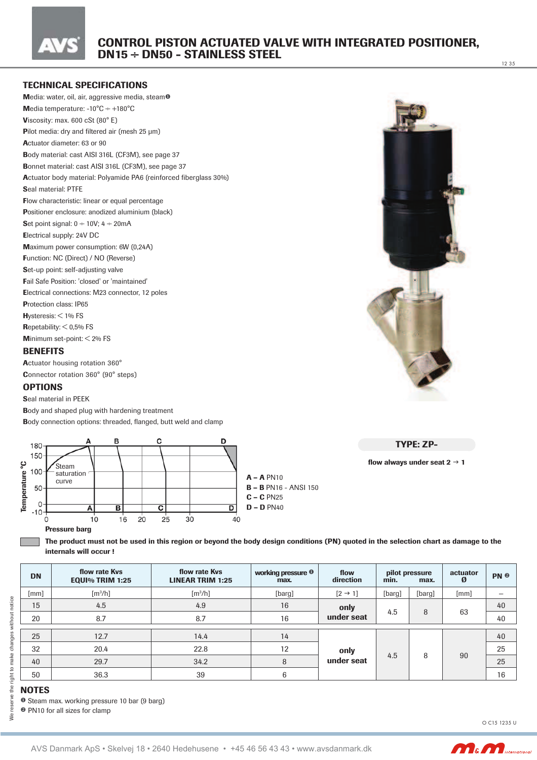# CONTROL PISTON ACTUATED VALVE WITH INTEGRATED POSITIONER, DN15 ÷ DN50 - STAINLESS STEEL

## TECHNICAL SPECIFICATIONS

**M**edia: water, oil, air, aggressive media, steam❶
**M**edia temperature: -10°C ÷ +180°C
**V**iscosity: max. 600 cSt (80° E)
**P**ilot media: dry and filtered air (mesh 25 μm)
**A**ctuator diameter: 63 or 90
**B**ody material: cast AISI 316L (CF3M), see page 37
**B**onnet material: cast AISI 316L (CF3M), see page 37
**A**ctuator body material: Polyamide PA6 (reinforced fiberglass 30%)
**S**eal material: PTFE
**F**low characteristic: linear or equal percentage
**P**ositioner enclosure: anodized aluminium (black)
**S**et point signal: 0 ÷ 10V; 4 ÷ 20mA
**E**lectrical supply: 24V DC
**M**aximum power consumption: 6W (0,24A)
**F**unction: NC (Direct) / NO (Reverse)
**S**et-up point: self-adjusting valve
**F**ail Safe Position: 'closed' or 'maintained'
**E**lectrical connections: M23 connector, 12 poles
**P**rotection class: IP65
**H**ysteresis: < 1% FS
**R**epetability: < 0,5% FS
**M**inimum set-point: < 2% FS

## BENEFITS

**A**ctuator housing rotation 360°
**C**onnector rotation 360° (90° steps)

## OPTIONS

**S**eal material in PEEK
**B**ody and shaped plug with hardening treatment
**B**ody connection options: threaded, flanged, butt weld and clamp

**A – A** PN10
**B – B** PN16 - ANSI 150
**C – C** PN25
**D – D** PN40

**The product must not be used in this region or beyond the body design conditions (PN) quoted in the selection chart as damage to the internals will occur !**

**TYPE: ZP-**

**flow always under seat 2 → 1**

| DN | flow rate Kvs EQUI% TRIM 1:25 | flow rate Kvs LINEAR TRIM 1:25 | working pressure ❶ max. | flow direction | pilot pressure min. | pilot pressure max. | actuator Ø | PN ❷ |
|---|---|---|---|---|---|---|---|---|
| [mm] | [m³/h] | [m³/h] | [barg] | [2 → 1] | [barg] | [barg] | [mm] | – |
| 15 | 4.5 | 4.9 | 16 | only under seat | 4.5 | 8 | 63 | 40 |
| 20 | 8.7 | 8.7 | 16 | | | | | 40 |
| 25 | 12.7 | 14.4 | 14 | only under seat | 4.5 | 8 | 90 | 40 |
| 32 | 20.4 | 22.8 | 12 | | | | | 25 |
| 40 | 29.7 | 34.2 | 8 | | | | | 25 |
| 50 | 36.3 | 39 | 6 | | | | | 16 |

## NOTES

❶ Steam max. working pressure 10 bar (9 barg)
❷ PN10 for all sizes for clamp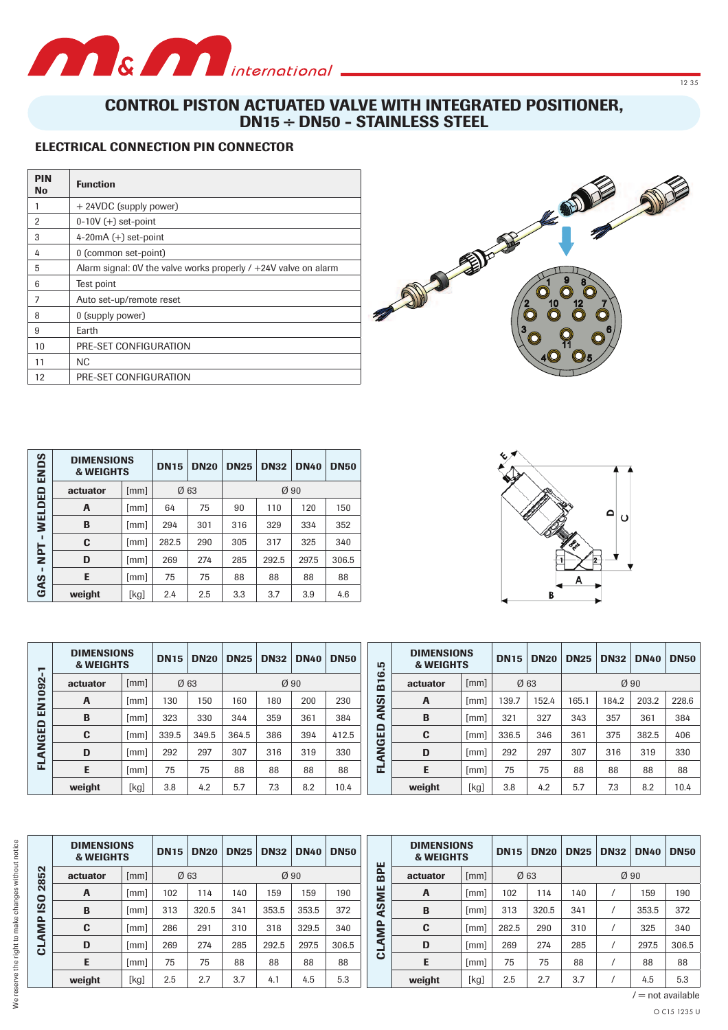# CONTROL PISTON ACTUATED VALVE WITH INTEGRATED POSITIONER, DN15 ÷ DN50 - STAINLESS STEEL

## ELECTRICAL CONNECTION PIN CONNECTOR

| PIN No | Function |
|---|---|
| 1 | + 24VDC (supply power) |
| 2 | 0-10V (+) set-point |
| 3 | 4-20mA (+) set-point |
| 4 | 0 (common set-point) |
| 5 | Alarm signal: 0V the valve works properly / +24V valve on alarm |
| 6 | Test point |
| 7 | Auto set-up/remote reset |
| 8 | 0 (supply power) |
| 9 | Earth |
| 10 | PRE-SET CONFIGURATION |
| 11 | NC |
| 12 | PRE-SET CONFIGURATION |

### GAS - NPT - WELDED ENDS

| DIMENSIONS & WEIGHTS | | DN15 | DN20 | DN25 | DN32 | DN40 | DN50 |
|---|---|---|---|---|---|---|---|
| actuator | [mm] | Ø 63 | | Ø 90 | | | |
| A | [mm] | 64 | 75 | 90 | 110 | 120 | 150 |
| B | [mm] | 294 | 301 | 316 | 329 | 334 | 352 |
| C | [mm] | 282.5 | 290 | 305 | 317 | 325 | 340 |
| D | [mm] | 269 | 274 | 285 | 292.5 | 297.5 | 306.5 |
| E | [mm] | 75 | 75 | 88 | 88 | 88 | 88 |
| weight | [kg] | 2.4 | 2.5 | 3.3 | 3.7 | 3.9 | 4.6 |

### FLANGED EN1092-1

| DIMENSIONS & WEIGHTS | | DN15 | DN20 | DN25 | DN32 | DN40 | DN50 |
|---|---|---|---|---|---|---|---|
| actuator | [mm] | Ø 63 | | Ø 90 | | | |
| A | [mm] | 130 | 150 | 160 | 180 | 200 | 230 |
| B | [mm] | 323 | 330 | 344 | 359 | 361 | 384 |
| C | [mm] | 339.5 | 349.5 | 364.5 | 386 | 394 | 412.5 |
| D | [mm] | 292 | 297 | 307 | 316 | 319 | 330 |
| E | [mm] | 75 | 75 | 88 | 88 | 88 | 88 |
| weight | [kg] | 3.8 | 4.2 | 5.7 | 7.3 | 8.2 | 10.4 |

### FLANGED ANSI B16.5

| DIMENSIONS & WEIGHTS | | DN15 | DN20 | DN25 | DN32 | DN40 | DN50 |
|---|---|---|---|---|---|---|---|
| actuator | [mm] | Ø 63 | | Ø 90 | | | |
| A | [mm] | 139.7 | 152.4 | 165.1 | 184.2 | 203.2 | 228.6 |
| B | [mm] | 321 | 327 | 343 | 357 | 361 | 384 |
| C | [mm] | 336.5 | 346 | 361 | 375 | 382.5 | 406 |
| D | [mm] | 292 | 297 | 307 | 316 | 319 | 330 |
| E | [mm] | 75 | 75 | 88 | 88 | 88 | 88 |
| weight | [kg] | 3.8 | 4.2 | 5.7 | 7.3 | 8.2 | 10.4 |

### CLAMP ISO 2852

| DIMENSIONS & WEIGHTS | | DN15 | DN20 | DN25 | DN32 | DN40 | DN50 |
|---|---|---|---|---|---|---|---|
| actuator | [mm] | Ø 63 | | Ø 90 | | | |
| A | [mm] | 102 | 114 | 140 | 159 | 159 | 190 |
| B | [mm] | 313 | 320.5 | 341 | 353.5 | 353.5 | 372 |
| C | [mm] | 286 | 291 | 310 | 318 | 329.5 | 340 |
| D | [mm] | 269 | 274 | 285 | 292.5 | 297.5 | 306.5 |
| E | [mm] | 75 | 75 | 88 | 88 | 88 | 88 |
| weight | [kg] | 2.5 | 2.7 | 3.7 | 4.1 | 4.5 | 5.3 |

### CLAMP ASME BPE

| DIMENSIONS & WEIGHTS | | DN15 | DN20 | DN25 | DN32 | DN40 | DN50 |
|---|---|---|---|---|---|---|---|
| actuator | [mm] | Ø 63 | | Ø 90 | | | |
| A | [mm] | 102 | 114 | 140 | / | 159 | 190 |
| B | [mm] | 313 | 320.5 | 341 | / | 353.5 | 372 |
| C | [mm] | 282.5 | 290 | 310 | / | 325 | 340 |
| D | [mm] | 269 | 274 | 285 | / | 297.5 | 306.5 |
| E | [mm] | 75 | 75 | 88 | / | 88 | 88 |
| weight | [kg] | 2.5 | 2.7 | 3.7 | / | 4.5 | 5.3 |

/ = not available

We reserve the right to make changes without notice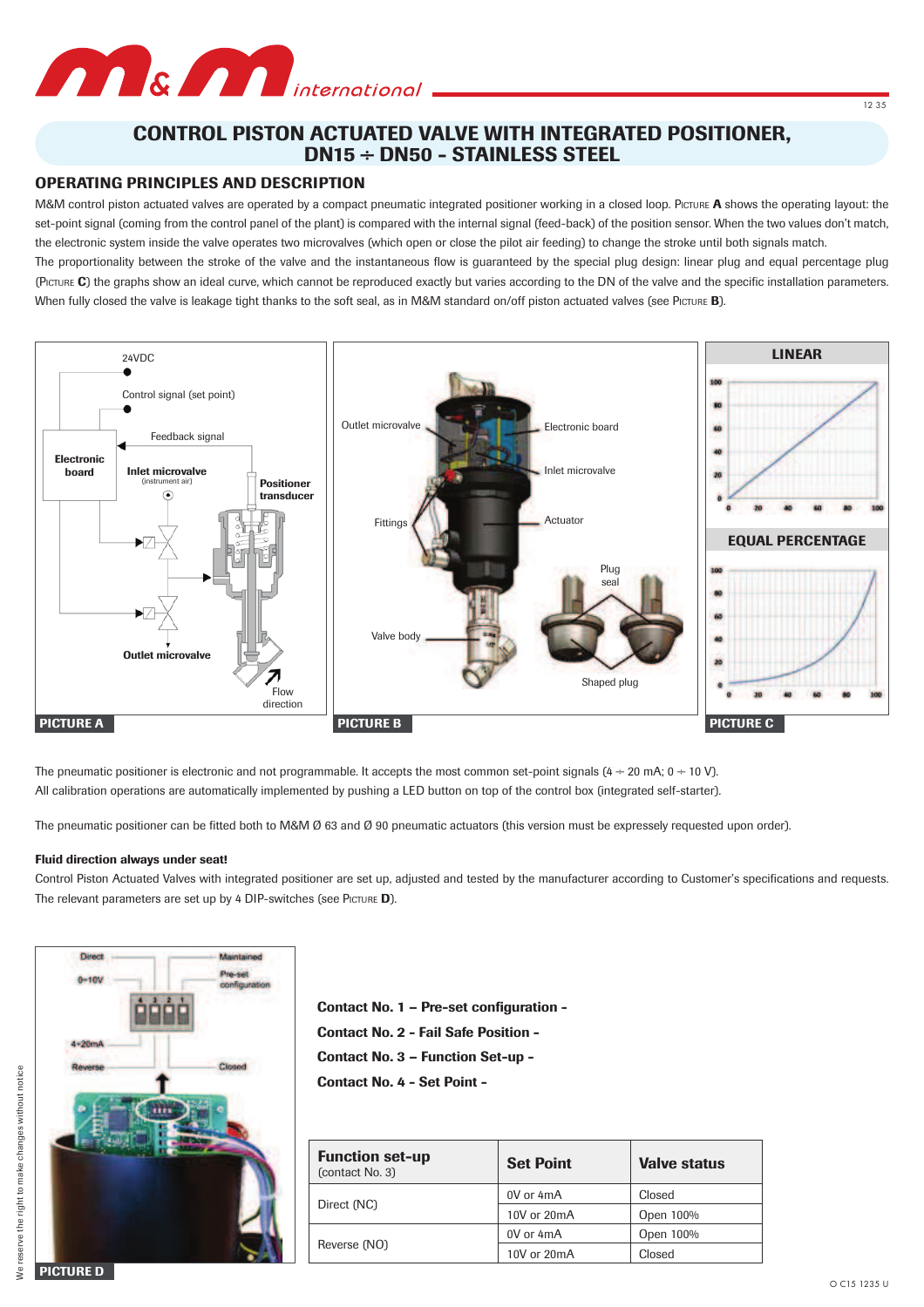# CONTROL PISTON ACTUATED VALVE WITH INTEGRATED POSITIONER, DN15 ÷ DN50 - STAINLESS STEEL

## OPERATING PRINCIPLES AND DESCRIPTION

M&M control piston actuated valves are operated by a compact pneumatic integrated positioner working in a closed loop. Picture **A** shows the operating layout: the set-point signal (coming from the control panel of the plant) is compared with the internal signal (feed-back) of the position sensor. When the two values don't match, the electronic system inside the valve operates two microvalves (which open or close the pilot air feeding) to change the stroke until both signals match.

The proportionality between the stroke of the valve and the instantaneous flow is guaranteed by the special plug design: linear plug and equal percentage plug (Picture **C**) the graphs show an ideal curve, which cannot be reproduced exactly but varies according to the DN of the valve and the specific installation parameters. When fully closed the valve is leakage tight thanks to the soft seal, as in M&M standard on/off piston actuated valves (see Picture **B**).

24VDC

Control signal (set point)

Feedback signal

Electronic board

Inlet microvalve (instrument air)

Positioner transducer

Outlet microvalve

Flow direction

**PICTURE A**

Outlet microvalve

Electronic board

Inlet microvalve

Fittings

Actuator

Plug seal

Valve body

Shaped plug

**PICTURE B**

LINEAR

EQUAL PERCENTAGE

**PICTURE C**

The pneumatic positioner is electronic and not programmable. It accepts the most common set-point signals (4 ÷ 20 mA; 0 ÷ 10 V).

All calibration operations are automatically implemented by pushing a LED button on top of the control box (integrated self-starter).

The pneumatic positioner can be fitted both to M&M Ø 63 and Ø 90 pneumatic actuators (this version must be expressely requested upon order).

**Fluid direction always under seat!**

Control Piston Actuated Valves with integrated positioner are set up, adjusted and tested by the manufacturer according to Customer's specifications and requests. The relevant parameters are set up by 4 DIP-switches (see Picture **D**).

Direct

0÷10V

4÷20mA

Reverse

Maintained

Pre-set configuration

Closed

**PICTURE D**

**Contact No. 1 – Pre-set configuration -**

**Contact No. 2 - Fail Safe Position -**

**Contact No. 3 – Function Set-up -**

**Contact No. 4 - Set Point -**

| **Function set-up** (contact No. 3) | **Set Point** | **Valve status** |
|---|---|---|
| Direct (NC) | 0V or 4mA | Closed |
| | 10V or 20mA | Open 100% |
| Reverse (NO) | 0V or 4mA | Open 100% |
| | 10V or 20mA | Closed |

We reserve the right to make changes without notice